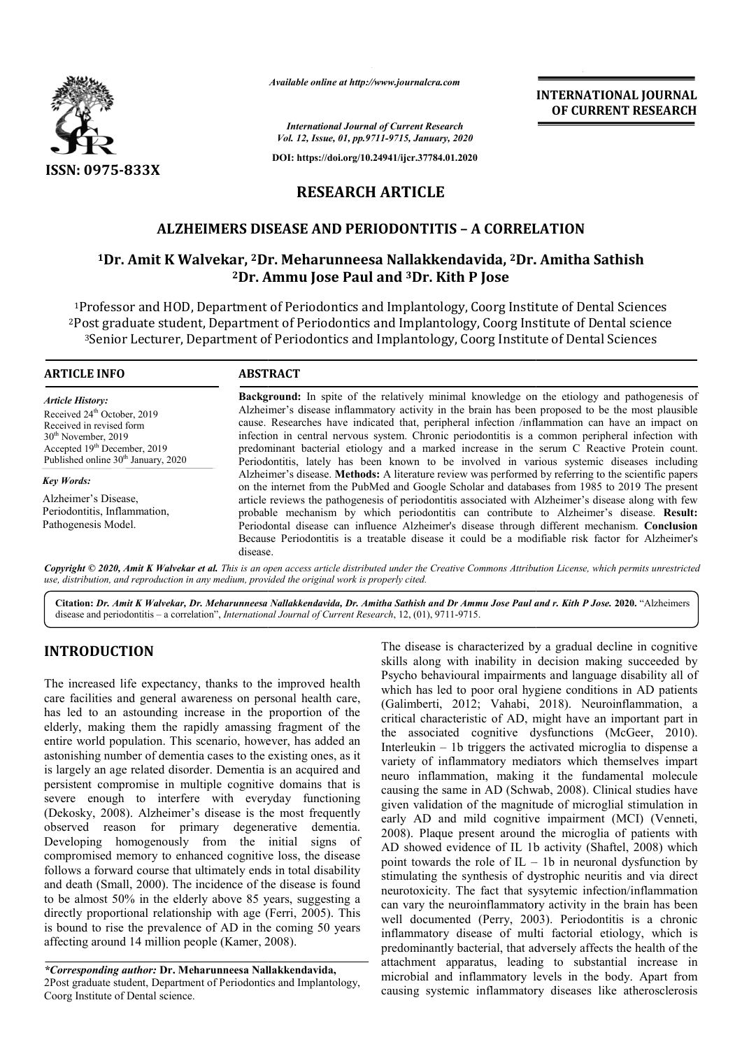*Available online at http://www.journalcra.com*

*International Journal of Current Research*
*Vol. 12, Issue, 01, pp.9711-9715, January, 2020*

**DOI: https://doi.org/10.24941/ijcr.37784.01.2020**

**ISSN: 0975-833X**

**INTERNATIONAL JOURNAL OF CURRENT RESEARCH**

# RESEARCH ARTICLE

## ALZHEIMERS DISEASE AND PERIODONTITIS – A CORRELATION

**[1]Dr. Amit K Walvekar, [2]Dr. Meharunneesa Nallakkendavida, [2]Dr. Amitha Sathish [2]Dr. Ammu Jose Paul and [3]Dr. Kith P Jose**

[1]Professor and HOD, Department of Periodontics and Implantology, Coorg Institute of Dental Sciences
[2]Post graduate student, Department of Periodontics and Implantology, Coorg Institute of Dental science
[3]Senior Lecturer, Department of Periodontics and Implantology, Coorg Institute of Dental Sciences

### ARTICLE INFO

*Article History:*
Received 24th October, 2019
Received in revised form
30th November, 2019
Accepted 19th December, 2019
Published online 30th January, 2020

*Key Words:*
Alzheimer's Disease,
Periodontitis, Inflammation,
Pathogenesis Model.

### ABSTRACT

**Background:** In spite of the relatively minimal knowledge on the etiology and pathogenesis of Alzheimer's disease inflammatory activity in the brain has been proposed to be the most plausible cause. Researches have indicated that, peripheral infection /inflammation can have an impact on infection in central nervous system. Chronic periodontitis is a common peripheral infection with predominant bacterial etiology and a marked increase in the serum C Reactive Protein count. Periodontitis, lately has been known to be involved in various systemic diseases including Alzheimer's disease. **Methods:** A literature review was performed by referring to the scientific papers on the internet from the PubMed and Google Scholar and databases from 1985 to 2019 The present article reviews the pathogenesis of periodontitis associated with Alzheimer's disease along with few probable mechanism by which periodontitis can contribute to Alzheimer's disease. **Result:** Periodontal disease can influence Alzheimer's disease through different mechanism. **Conclusion** Because Periodontitis is a treatable disease it could be a modifiable risk factor for Alzheimer's disease.

*Copyright © 2020, Amit K Walvekar et al. This is an open access article distributed under the Creative Commons Attribution License, which permits unrestricted use, distribution, and reproduction in any medium, provided the original work is properly cited.*

**Citation:** *Dr. Amit K Walvekar, Dr. Meharunneesa Nallakkendavida, Dr. Amitha Sathish and Dr Ammu Jose Paul and r. Kith P Jose.* **2020.** "Alzheimers disease and periodontitis – a correlation", *International Journal of Current Research*, 12, (01), 9711-9715.

## INTRODUCTION

The increased life expectancy, thanks to the improved health care facilities and general awareness on personal health care, has led to an astounding increase in the proportion of the elderly, making them the rapidly amassing fragment of the entire world population. This scenario, however, has added an astonishing number of dementia cases to the existing ones, as it is largely an age related disorder. Dementia is an acquired and persistent compromise in multiple cognitive domains that is severe enough to interfere with everyday functioning (Dekosky, 2008). Alzheimer's disease is the most frequently observed reason for primary degenerative dementia. Developing homogenously from the initial signs of compromised memory to enhanced cognitive loss, the disease follows a forward course that ultimately ends in total disability and death (Small, 2000). The incidence of the disease is found to be almost 50% in the elderly above 85 years, suggesting a directly proportional relationship with age (Ferri, 2005). This is bound to rise the prevalence of AD in the coming 50 years affecting around 14 million people (Kamer, 2008).

The disease is characterized by a gradual decline in cognitive skills along with inability in decision making succeeded by Psycho behavioural impairments and language disability all of which has led to poor oral hygiene conditions in AD patients (Galimberti, 2012; Vahabi, 2018). Neuroinflammation, a critical characteristic of AD, might have an important part in the associated cognitive dysfunctions (McGeer, 2010). Interleukin – 1b triggers the activated microglia to dispense a variety of inflammatory mediators which themselves impart neuro inflammation, making it the fundamental molecule causing the same in AD (Schwab, 2008). Clinical studies have given validation of the magnitude of microglial stimulation in early AD and mild cognitive impairment (MCI) (Venneti, 2008). Plaque present around the microglia of patients with AD showed evidence of IL 1b activity (Shaftel, 2008) which point towards the role of IL – 1b in neuronal dysfunction by stimulating the synthesis of dystrophic neuritis and via direct neurotoxicity. The fact that sysytemic infection/inflammation can vary the neuroinflammatory activity in the brain has been well documented (Perry, 2003). Periodontitis is a chronic inflammatory disease of multi factorial etiology, which is predominantly bacterial, that adversely affects the health of the attachment apparatus, leading to substantial increase in microbial and inflammatory levels in the body. Apart from causing systemic inflammatory diseases like atherosclerosis

---

*\*Corresponding author:* **Dr. Meharunneesa Nallakkendavida,**
2Post graduate student, Department of Periodontics and Implantology, Coorg Institute of Dental science.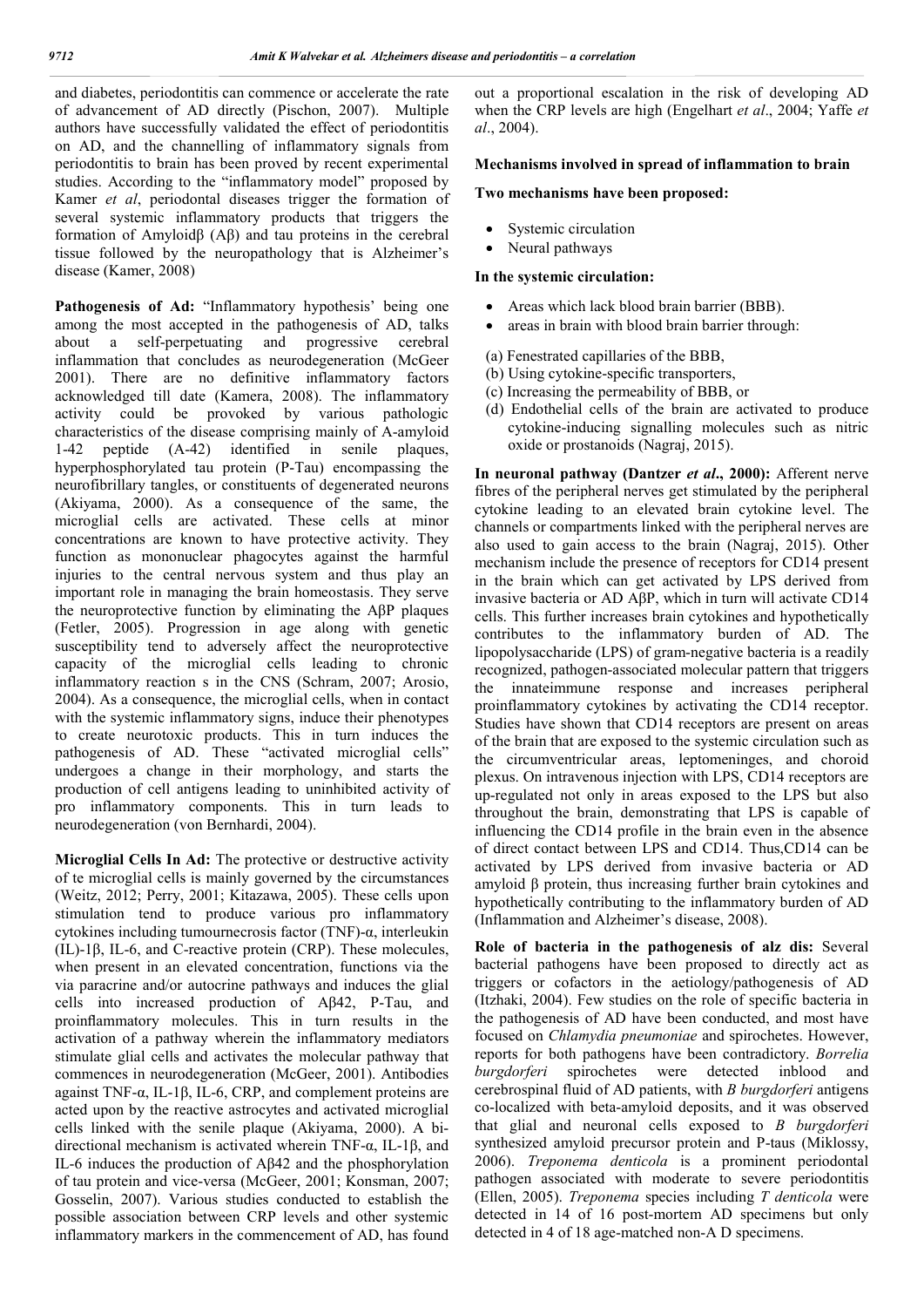and diabetes, periodontitis can commence or accelerate the rate of advancement of AD directly (Pischon, 2007). Multiple authors have successfully validated the effect of periodontitis on AD, and the channelling of inflammatory signals from periodontitis to brain has been proved by recent experimental studies. According to the "inflammatory model" proposed by Kamer *et al*, periodontal diseases trigger the formation of several systemic inflammatory products that triggers the formation of Amyloidβ (Aβ) and tau proteins in the cerebral tissue followed by the neuropathology that is Alzheimer's disease (Kamer, 2008)

**Pathogenesis of Ad:** "Inflammatory hypothesis' being one among the most accepted in the pathogenesis of AD, talks about a self-perpetuating and progressive cerebral inflammation that concludes as neurodegeneration (McGeer 2001). There are no definitive inflammatory factors acknowledged till date (Kamera, 2008). The inflammatory activity could be provoked by various pathologic characteristics of the disease comprising mainly of A-amyloid 1-42 peptide (A-42) identified in senile plaques, hyperphosphorylated tau protein (P-Tau) encompassing the neurofibrillary tangles, or constituents of degenerated neurons (Akiyama, 2000). As a consequence of the same, the microglial cells are activated. These cells at minor concentrations are known to have protective activity. They function as mononuclear phagocytes against the harmful injuries to the central nervous system and thus play an important role in managing the brain homeostasis. They serve the neuroprotective function by eliminating the AβP plaques (Fetler, 2005). Progression in age along with genetic susceptibility tend to adversely affect the neuroprotective capacity of the microglial cells leading to chronic inflammatory reaction s in the CNS (Schram, 2007; Arosio, 2004). As a consequence, the microglial cells, when in contact with the systemic inflammatory signs, induce their phenotypes to create neurotoxic products. This in turn induces the pathogenesis of AD. These "activated microglial cells" undergoes a change in their morphology, and starts the production of cell antigens leading to uninhibited activity of pro inflammatory components. This in turn leads to neurodegeneration (von Bernhardi, 2004).

**Microglial Cells In Ad:** The protective or destructive activity of te microglial cells is mainly governed by the circumstances (Weitz, 2012; Perry, 2001; Kitazawa, 2005). These cells upon stimulation tend to produce various pro inflammatory cytokines including tumournecrosis factor (TNF)-α, interleukin (IL)-1β, IL-6, and C-reactive protein (CRP). These molecules, when present in an elevated concentration, functions via the via paracrine and/or autocrine pathways and induces the glial cells into increased production of Aβ42, P-Tau, and proinflammatory molecules. This in turn results in the activation of a pathway wherein the inflammatory mediators stimulate glial cells and activates the molecular pathway that commences in neurodegeneration (McGeer, 2001). Antibodies against TNF-α, IL-1β, IL-6, CRP, and complement proteins are acted upon by the reactive astrocytes and activated microglial cells linked with the senile plaque (Akiyama, 2000). A bi-directional mechanism is activated wherein TNF-α, IL-1β, and IL-6 induces the production of Aβ42 and the phosphorylation of tau protein and vice-versa (McGeer, 2001; Konsman, 2007; Gosselin, 2007). Various studies conducted to establish the possible association between CRP levels and other systemic inflammatory markers in the commencement of AD, has found out a proportional escalation in the risk of developing AD when the CRP levels are high (Engelhart *et al*., 2004; Yaffe *et al*., 2004).

### Mechanisms involved in spread of inflammation to brain

**Two mechanisms have been proposed:**

- Systemic circulation
- Neural pathways

**In the systemic circulation:**

- Areas which lack blood brain barrier (BBB).
- areas in brain with blood brain barrier through:

(a) Fenestrated capillaries of the BBB,
(b) Using cytokine-specific transporters,
(c) Increasing the permeability of BBB, or
(d) Endothelial cells of the brain are activated to produce cytokine-inducing signalling molecules such as nitric oxide or prostanoids (Nagraj, 2015).

**In neuronal pathway (Dantzer *et al*., 2000):** Afferent nerve fibres of the peripheral nerves get stimulated by the peripheral cytokine leading to an elevated brain cytokine level. The channels or compartments linked with the peripheral nerves are also used to gain access to the brain (Nagraj, 2015). Other mechanism include the presence of receptors for CD14 present in the brain which can get activated by LPS derived from invasive bacteria or AD AβP, which in turn will activate CD14 cells. This further increases brain cytokines and hypothetically contributes to the inflammatory burden of AD. The lipopolysaccharide (LPS) of gram-negative bacteria is a readily recognized, pathogen-associated molecular pattern that triggers the innateimmune response and increases peripheral proinflammatory cytokines by activating the CD14 receptor. Studies have shown that CD14 receptors are present on areas of the brain that are exposed to the systemic circulation such as the circumventricular areas, leptomeninges, and choroid plexus. On intravenous injection with LPS, CD14 receptors are up-regulated not only in areas exposed to the LPS but also throughout the brain, demonstrating that LPS is capable of influencing the CD14 profile in the brain even in the absence of direct contact between LPS and CD14. Thus,CD14 can be activated by LPS derived from invasive bacteria or AD amyloid β protein, thus increasing further brain cytokines and hypothetically contributing to the inflammatory burden of AD (Inflammation and Alzheimer's disease, 2008).

**Role of bacteria in the pathogenesis of alz dis:** Several bacterial pathogens have been proposed to directly act as triggers or cofactors in the aetiology/pathogenesis of AD (Itzhaki, 2004). Few studies on the role of specific bacteria in the pathogenesis of AD have been conducted, and most have focused on *Chlamydia pneumoniae* and spirochetes. However, reports for both pathogens have been contradictory. *Borrelia burgdorferi* spirochetes were detected inblood and cerebrospinal fluid of AD patients, with *B burgdorferi* antigens co-localized with beta-amyloid deposits, and it was observed that glial and neuronal cells exposed to *B burgdorferi* synthesized amyloid precursor protein and P-taus (Miklossy, 2006). *Treponema denticola* is a prominent periodontal pathogen associated with moderate to severe periodontitis (Ellen, 2005). *Treponema* species including *T denticola* were detected in 14 of 16 post-mortem AD specimens but only detected in 4 of 18 age-matched non-A D specimens.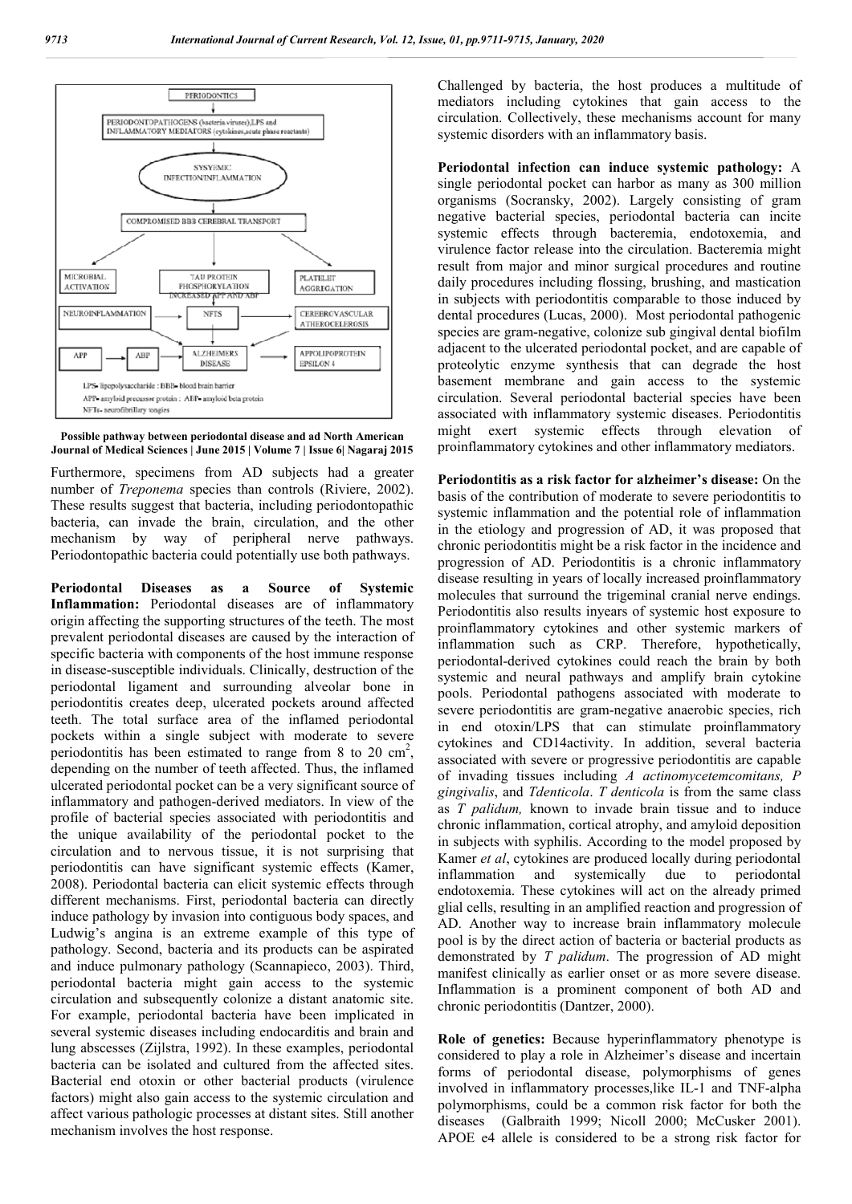Possible pathway between periodontal disease and ad North American Journal of Medical Sciences | June 2015 | Volume 7 | Issue 6| Nagaraj 2015

Furthermore, specimens from AD subjects had a greater number of *Treponema* species than controls (Riviere, 2002). These results suggest that bacteria, including periodontopathic bacteria, can invade the brain, circulation, and the other mechanism by way of peripheral nerve pathways. Periodontopathic bacteria could potentially use both pathways.

**Periodontal Diseases as a Source of Systemic Inflammation:** Periodontal diseases are of inflammatory origin affecting the supporting structures of the teeth. The most prevalent periodontal diseases are caused by the interaction of specific bacteria with components of the host immune response in disease-susceptible individuals. Clinically, destruction of the periodontal ligament and surrounding alveolar bone in periodontitis creates deep, ulcerated pockets around affected teeth. The total surface area of the inflamed periodontal pockets within a single subject with moderate to severe periodontitis has been estimated to range from 8 to 20 $cm^2$, depending on the number of teeth affected. Thus, the inflamed ulcerated periodontal pocket can be a very significant source of inflammatory and pathogen-derived mediators. In view of the profile of bacterial species associated with periodontitis and the unique availability of the periodontal pocket to the circulation and to nervous tissue, it is not surprising that periodontitis can have significant systemic effects (Kamer, 2008). Periodontal bacteria can elicit systemic effects through different mechanisms. First, periodontal bacteria can directly induce pathology by invasion into contiguous body spaces, and Ludwig's angina is an extreme example of this type of pathology. Second, bacteria and its products can be aspirated and induce pulmonary pathology (Scannapieco, 2003). Third, periodontal bacteria might gain access to the systemic circulation and subsequently colonize a distant anatomic site. For example, periodontal bacteria have been implicated in several systemic diseases including endocarditis and brain and lung abscesses (Zijlstra, 1992). In these examples, periodontal bacteria can be isolated and cultured from the affected sites. Bacterial end otoxin or other bacterial products (virulence factors) might also gain access to the systemic circulation and affect various pathologic processes at distant sites. Still another mechanism involves the host response.

Challenged by bacteria, the host produces a multitude of mediators including cytokines that gain access to the circulation. Collectively, these mechanisms account for many systemic disorders with an inflammatory basis.

**Periodontal infection can induce systemic pathology:** A single periodontal pocket can harbor as many as 300 million organisms (Socransky, 2002). Largely consisting of gram negative bacterial species, periodontal bacteria can incite systemic effects through bacteremia, endotoxemia, and virulence factor release into the circulation. Bacteremia might result from major and minor surgical procedures and routine daily procedures including flossing, brushing, and mastication in subjects with periodontitis comparable to those induced by dental procedures (Lucas, 2000). Most periodontal pathogenic species are gram-negative, colonize sub gingival dental biofilm adjacent to the ulcerated periodontal pocket, and are capable of proteolytic enzyme synthesis that can degrade the host basement membrane and gain access to the systemic circulation. Several periodontal bacterial species have been associated with inflammatory systemic diseases. Periodontitis might exert systemic effects through elevation of proinflammatory cytokines and other inflammatory mediators.

**Periodontitis as a risk factor for alzheimer's disease:** On the basis of the contribution of moderate to severe periodontitis to systemic inflammation and the potential role of inflammation in the etiology and progression of AD, it was proposed that chronic periodontitis might be a risk factor in the incidence and progression of AD. Periodontitis is a chronic inflammatory disease resulting in years of locally increased proinflammatory molecules that surround the trigeminal cranial nerve endings. Periodontitis also results inyears of systemic host exposure to proinflammatory cytokines and other systemic markers of inflammation such as CRP. Therefore, hypothetically, periodontal-derived cytokines could reach the brain by both systemic and neural pathways and amplify brain cytokine pools. Periodontal pathogens associated with moderate to severe periodontitis are gram-negative anaerobic species, rich in end otoxin/LPS that can stimulate proinflammatory cytokines and CD14activity. In addition, several bacteria associated with severe or progressive periodontitis are capable of invading tissues including *A actinomycetemcomitans, P gingivalis*, and *Tdenticola*. *T denticola* is from the same class as *T palidum,* known to invade brain tissue and to induce chronic inflammation, cortical atrophy, and amyloid deposition in subjects with syphilis. According to the model proposed by Kamer *et al*, cytokines are produced locally during periodontal inflammation and systemically due to periodontal endotoxemia. These cytokines will act on the already primed glial cells, resulting in an amplified reaction and progression of AD. Another way to increase brain inflammatory molecule pool is by the direct action of bacteria or bacterial products as demonstrated by *T palidum*. The progression of AD might manifest clinically as earlier onset or as more severe disease. Inflammation is a prominent component of both AD and chronic periodontitis (Dantzer, 2000).

**Role of genetics:** Because hyperinflammatory phenotype is considered to play a role in Alzheimer's disease and incertain forms of periodontal disease, polymorphisms of genes involved in inflammatory processes,like IL-1 and TNF-alpha polymorphisms, could be a common risk factor for both the diseases (Galbraith 1999; Nicoll 2000; McCusker 2001). APOE e4 allele is considered to be a strong risk factor for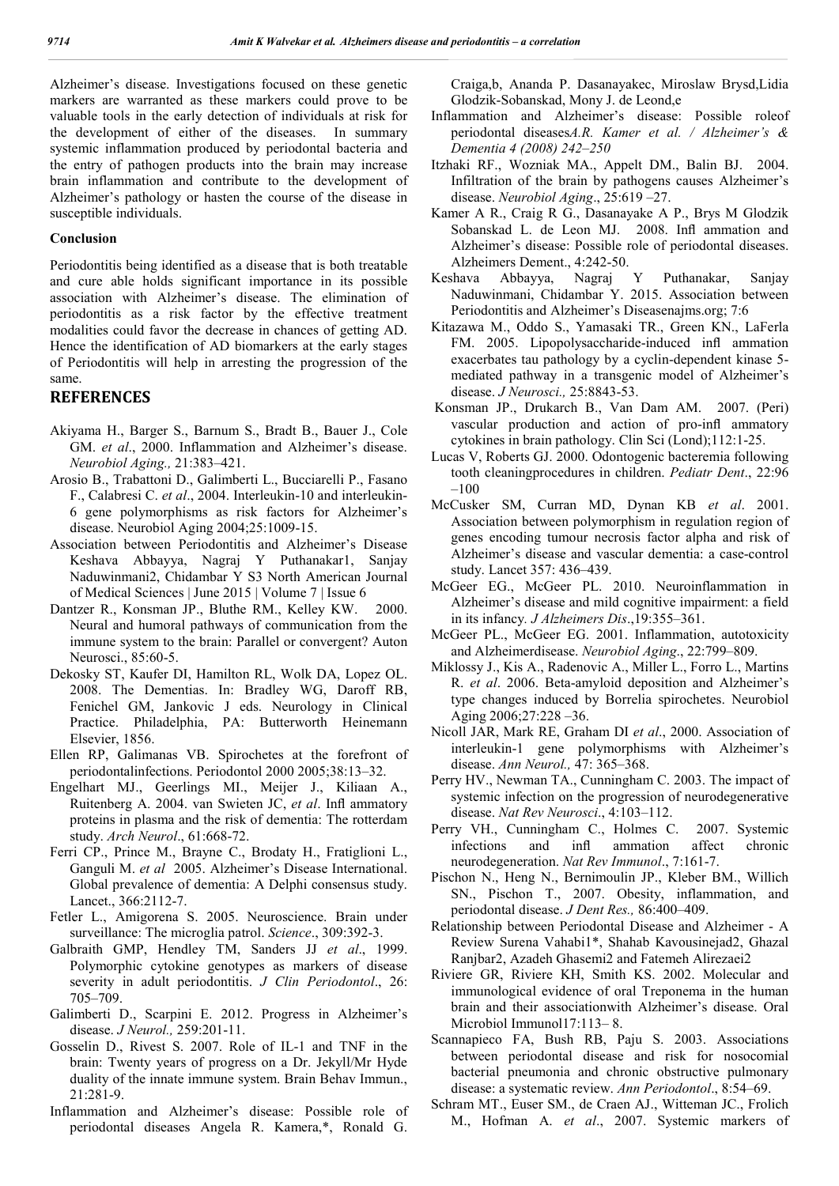Alzheimer's disease. Investigations focused on these genetic markers are warranted as these markers could prove to be valuable tools in the early detection of individuals at risk for the development of either of the diseases. In summary systemic inflammation produced by periodontal bacteria and the entry of pathogen products into the brain may increase brain inflammation and contribute to the development of Alzheimer's pathology or hasten the course of the disease in susceptible individuals.

### Conclusion

Periodontitis being identified as a disease that is both treatable and cure able holds significant importance in its possible association with Alzheimer's disease. The elimination of periodontitis as a risk factor by the effective treatment modalities could favor the decrease in chances of getting AD. Hence the identification of AD biomarkers at the early stages of Periodontitis will help in arresting the progression of the same.

## REFERENCES

- Akiyama H., Barger S., Barnum S., Bradt B., Bauer J., Cole GM. *et al*., 2000. Inflammation and Alzheimer's disease. *Neurobiol Aging.,* 21:383–421.
- Arosio B., Trabattoni D., Galimberti L., Bucciarelli P., Fasano F., Calabresi C. *et al*., 2004. Interleukin-10 and interleukin-6 gene polymorphisms as risk factors for Alzheimer's disease. Neurobiol Aging 2004;25:1009-15.
- Association between Periodontitis and Alzheimer's Disease Keshava Abbayya, Nagraj Y Puthanakar1, Sanjay Naduwinmani2, Chidambar Y S3 North American Journal of Medical Sciences | June 2015 | Volume 7 | Issue 6
- Dantzer R., Konsman JP., Bluthe RM., Kelley KW. 2000. Neural and humoral pathways of communication from the immune system to the brain: Parallel or convergent? Auton Neurosci., 85:60-5.
- Dekosky ST, Kaufer DI, Hamilton RL, Wolk DA, Lopez OL. 2008. The Dementias. In: Bradley WG, Daroff RB, Fenichel GM, Jankovic J eds. Neurology in Clinical Practice. Philadelphia, PA: Butterworth Heinemann Elsevier, 1856.
- Ellen RP, Galimanas VB. Spirochetes at the forefront of periodontalinfections. Periodontol 2000 2005;38:13–32.
- Engelhart MJ., Geerlings MI., Meijer J., Kiliaan A., Ruitenberg A. 2004. van Swieten JC, *et al*. Infl ammatory proteins in plasma and the risk of dementia: The rotterdam study. *Arch Neurol*., 61:668-72.
- Ferri CP., Prince M., Brayne C., Brodaty H., Fratiglioni L., Ganguli M. *et al* 2005. Alzheimer's Disease International. Global prevalence of dementia: A Delphi consensus study. Lancet., 366:2112-7.
- Fetler L., Amigorena S. 2005. Neuroscience. Brain under surveillance: The microglia patrol. *Science*., 309:392-3.
- Galbraith GMP, Hendley TM, Sanders JJ *et al*., 1999. Polymorphic cytokine genotypes as markers of disease severity in adult periodontitis. *J Clin Periodontol*., 26: 705–709.
- Galimberti D., Scarpini E. 2012. Progress in Alzheimer's disease. *J Neurol.,* 259:201-11.
- Gosselin D., Rivest S. 2007. Role of IL-1 and TNF in the brain: Twenty years of progress on a Dr. Jekyll/Mr Hyde duality of the innate immune system. Brain Behav Immun., 21:281-9.
- Inflammation and Alzheimer's disease: Possible role of periodontal diseases Angela R. Kamera,*, Ronald G. Craiga,b, Ananda P. Dasanayakec, Miroslaw Brysd,Lidia Glodzik-Sobanskad, Mony J. de Leond,e
- Inflammation and Alzheimer's disease: Possible roleof periodontal diseases*A.R. Kamer et al. / Alzheimer's & Dementia 4 (2008) 242–250*
- Itzhaki RF., Wozniak MA., Appelt DM., Balin BJ. 2004. Infiltration of the brain by pathogens causes Alzheimer's disease. *Neurobiol Aging*., 25:619 –27.
- Kamer A R., Craig R G., Dasanayake A P., Brys M Glodzik Sobanskad L. de Leon MJ. 2008. Infl ammation and Alzheimer's disease: Possible role of periodontal diseases. Alzheimers Dement., 4:242-50.
- Keshava Abbayya, Nagraj Y Puthanakar, Sanjay Naduwinmani, Chidambar Y. 2015. Association between Periodontitis and Alzheimer's Diseasenajms.org; 7:6
- Kitazawa M., Oddo S., Yamasaki TR., Green KN., LaFerla FM. 2005. Lipopolysaccharide-induced infl ammation exacerbates tau pathology by a cyclin-dependent kinase 5-mediated pathway in a transgenic model of Alzheimer's disease. *J Neurosci.,* 25:8843-53.
- Konsman JP., Drukarch B., Van Dam AM. 2007. (Peri) vascular production and action of pro-infl ammatory cytokines in brain pathology. Clin Sci (Lond);112:1-25.
- Lucas V, Roberts GJ. 2000. Odontogenic bacteremia following tooth cleaningprocedures in children. *Pediatr Dent*., 22:96 –100
- McCusker SM, Curran MD, Dynan KB *et al*. 2001. Association between polymorphism in regulation region of genes encoding tumour necrosis factor alpha and risk of Alzheimer's disease and vascular dementia: a case-control study. Lancet 357: 436–439.
- McGeer EG., McGeer PL. 2010. Neuroinflammation in Alzheimer's disease and mild cognitive impairment: a field in its infancy. *J Alzheimers Dis*.,19:355–361.
- McGeer PL., McGeer EG. 2001. Inflammation, autotoxicity and Alzheimerdisease. *Neurobiol Aging*., 22:799–809.
- Miklossy J., Kis A., Radenovic A., Miller L., Forro L., Martins R. *et al*. 2006. Beta-amyloid deposition and Alzheimer's type changes induced by Borrelia spirochetes. Neurobiol Aging 2006;27:228 –36.
- Nicoll JAR, Mark RE, Graham DI *et al*., 2000. Association of interleukin-1 gene polymorphisms with Alzheimer's disease. *Ann Neurol.,* 47: 365–368.
- Perry HV., Newman TA., Cunningham C. 2003. The impact of systemic infection on the progression of neurodegenerative disease. *Nat Rev Neurosci*., 4:103–112.
- Perry VH., Cunningham C., Holmes C. 2007. Systemic infections and infl ammation affect chronic neurodegeneration. *Nat Rev Immunol*., 7:161-7.
- Pischon N., Heng N., Bernimoulin JP., Kleber BM., Willich SN., Pischon T., 2007. Obesity, inflammation, and periodontal disease. *J Dent Res.,* 86:400–409.
- Relationship between Periodontal Disease and Alzheimer - A Review Surena Vahabi1*, Shahab Kavousinejad2, Ghazal Ranjbar2, Azadeh Ghasemi2 and Fatemeh Alirezaei2
- Riviere GR, Riviere KH, Smith KS. 2002. Molecular and immunological evidence of oral Treponema in the human brain and their associationwith Alzheimer's disease. Oral Microbiol Immunol17:113– 8.
- Scannapieco FA, Bush RB, Paju S. 2003. Associations between periodontal disease and risk for nosocomial bacterial pneumonia and chronic obstructive pulmonary disease: a systematic review. *Ann Periodontol*., 8:54–69.
- Schram MT., Euser SM., de Craen AJ., Witteman JC., Frolich M., Hofman A. *et al*., 2007. Systemic markers of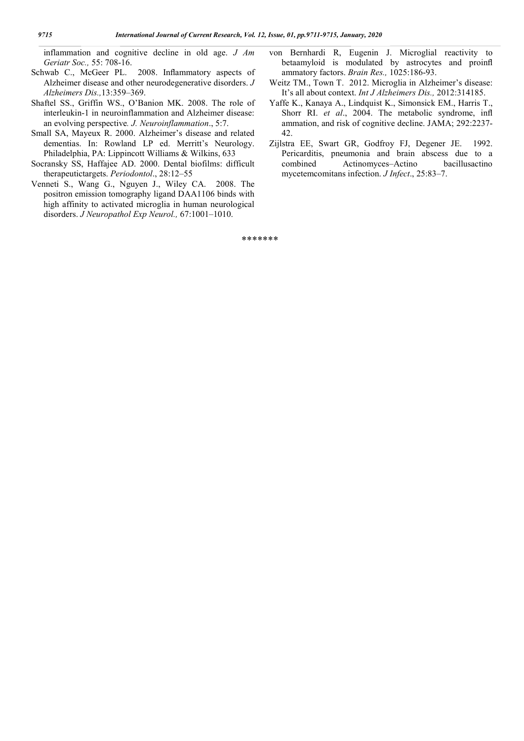inflammation and cognitive decline in old age. *J Am Geriatr Soc.,* 55: 708-16.

Schwab C., McGeer PL. 2008. Inflammatory aspects of Alzheimer disease and other neurodegenerative disorders. *J Alzheimers Dis.,*13:359–369.

Shaftel SS., Griffin WS., O'Banion MK. 2008. The role of interleukin-1 in neuroinflammation and Alzheimer disease: an evolving perspective*. J. Neuroinflammation*., 5:7.

Small SA, Mayeux R. 2000. Alzheimer's disease and related dementias. In: Rowland LP ed. Merritt's Neurology. Philadelphia, PA: Lippincott Williams & Wilkins, 633

Socransky SS, Haffajee AD. 2000. Dental biofilms: difficult therapeutictargets. *Periodontol*., 28:12–55

Venneti S., Wang G., Nguyen J., Wiley CA. 2008. The positron emission tomography ligand DAA1106 binds with high affinity to activated microglia in human neurological disorders. *J Neuropathol Exp Neurol.,* 67:1001–1010.

von Bernhardi R, Eugenin J. Microglial reactivity to betaamyloid is modulated by astrocytes and proinfl ammatory factors. *Brain Res.,* 1025:186-93.

Weitz TM., Town T. 2012. Microglia in Alzheimer's disease: It's all about context. *Int J Alzheimers Dis.,* 2012:314185.

Yaffe K., Kanaya A., Lindquist K., Simonsick EM., Harris T., Shorr RI. *et al*., 2004. The metabolic syndrome, infl ammation, and risk of cognitive decline. JAMA; 292:2237-42.

Zijlstra EE, Swart GR, Godfroy FJ, Degener JE. 1992. Pericarditis, pneumonia and brain abscess due to a combined Actinomyces–Actino bacillusactino mycetemcomitans infection. *J Infect*., 25:83–7.

\*\*\*\*\*\*\*